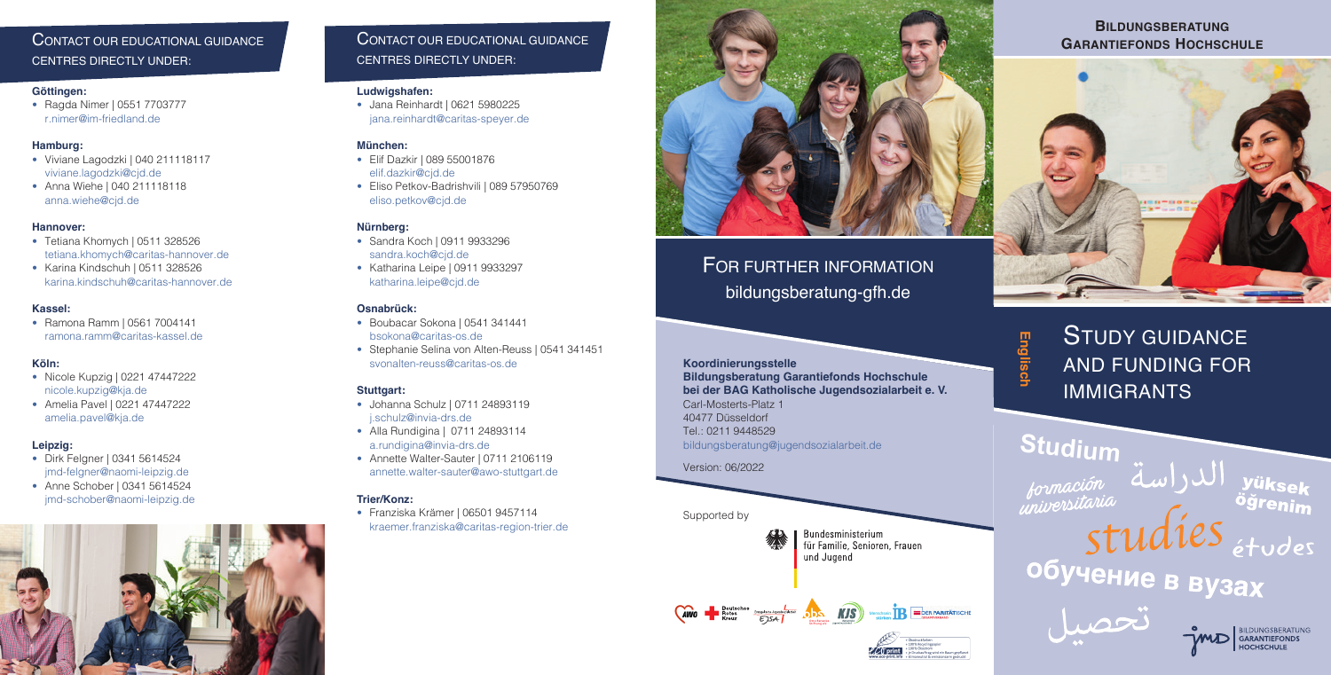## Contact our educational guidance centres directly under:

**Göttingen:**

- Ragda Nimer | 0551 7703777
  r.nimer@im-friedland.de

**Hamburg:**

- Viviane Lagodzki | 040 211118117
  viviane.lagodzki@cjd.de
- Anna Wiehe | 040 211118118
  anna.wiehe@cjd.de

**Hannover:**

- Tetiana Khomych | 0511 328526
  tetiana.khomych@caritas-hannover.de
- Karina Kindschuh | 0511 328526
  karina.kindschuh@caritas-hannover.de

**Kassel:**

- Ramona Ramm | 0561 7004141
  ramona.ramm@caritas-kassel.de

**Köln:**

- Nicole Kupzig | 0221 47447222
  nicole.kupzig@kja.de
- Amelia Pavel | 0221 47447222
  amelia.pavel@kja.de

**Leipzig:**

- Dirk Felgner | 0341 5614524
  jmd-felgner@naomi-leipzig.de
- Anne Schober | 0341 5614524
  jmd-schober@naomi-leipzig.de

## Contact our educational guidance centres directly under:

**Ludwigshafen:**

- Jana Reinhardt | 0621 5980225
  jana.reinhardt@caritas-speyer.de

**München:**

- Elif Dazkir | 089 55001876
  elif.dazkir@cjd.de
- Eliso Petkov-Badrishvili | 089 57950769
  eliso.petkov@cjd.de

**Nürnberg:**

- Sandra Koch | 0911 9933296
  sandra.koch@cjd.de
- Katharina Leipe | 0911 9933297
  katharina.leipe@cjd.de

**Osnabrück:**

- Boubacar Sokona | 0541 341441
  bsokona@caritas-os.de
- Stephanie Selina von Alten-Reuss | 0541 341451
  svonalten-reuss@caritas-os.de

**Stuttgart:**

- Johanna Schulz | 0711 24893119
  j.schulz@invia-drs.de
- Alla Rundigina | 0711 24893114
  a.rundigina@invia-drs.de
- Annette Walter-Sauter | 0711 2106119
  annette.walter-sauter@awo-stuttgart.de

**Trier/Konz:**

- Franziska Krämer | 06501 9457114
  kraemer.franziska@caritas-region-trier.de

## For further information

bildungsberatung-gfh.de

**Koordinierungsstelle**
**Bildungsberatung Garantiefonds Hochschule**
**bei der BAG Katholische Jugendsozialarbeit e. V.**
Carl-Mosterts-Platz 1
40477 Düsseldorf
Tel.: 0211 9448529
bildungsberatung@jugendsozialarbeit.de

Version: 06/2022

Supported by

Bundesministerium für Familie, Senioren, Frauen und Jugend

## Bildungsberatung Garantiefonds Hochschule

Englisch

# Study guidance and funding for immigrants

Studium formación universitaria الدراسة yüksek öğrenim studies études обучение в вузах تحصیل

JMD Bildungsberatung Garantiefonds Hochschule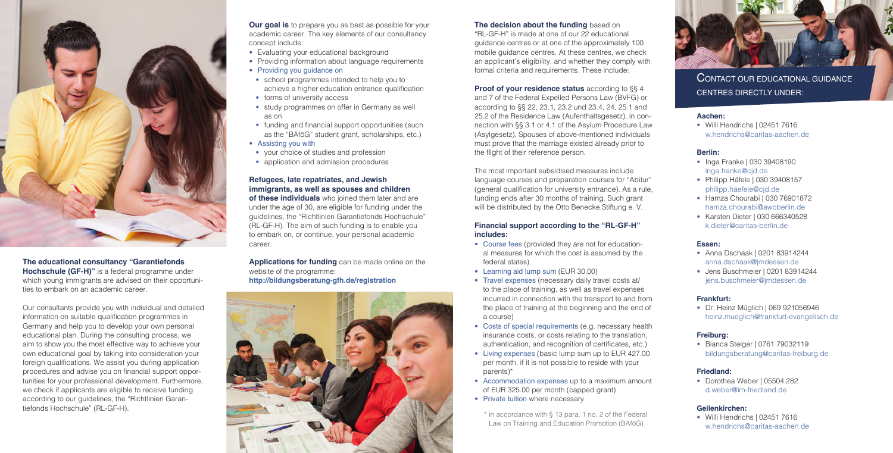**The educational consultancy "Garantiefonds Hochschule (GF-H)"** is a federal programme under which young immigrants are advised on their opportunities to embark on an academic career.

Our consultants provide you with individual and detailed information on suitable qualification programmes in Germany and help you to develop your own personal educational plan. During the consulting process, we aim to show you the most effective way to achieve your own educational goal by taking into consideration your foreign qualifications. We assist you during application procedures and advise you on financial support opportunities for your professional development. Furthermore, we check if applicants are eligible to receive funding according to our guidelines, the "Richtlinien Garantiefonds Hochschule" (RL-GF-H).

**Our goal is** to prepare you as best as possible for your academic career. The key elements of our consultancy concept include:

- Evaluating your educational background
- Providing information about language requirements
- Providing you guidance on
  - school programmes intended to help you to achieve a higher education entrance qualification
  - forms of university access
  - study programmes on offer in Germany as well as on
  - funding and financial support opportunities (such as the "BAföG" student grant, scholarships, etc.)
- Assisting you with
  - your choice of studies and profession
  - application and admission procedures

**Refugees, late repatriates, and Jewish immigrants, as well as spouses and children of these individuals** who joined them later and are under the age of 30, are eligible for funding under the guidelines, the "Richtlinien Garantiefonds Hochschule" (RL-GF-H). The aim of such funding is to enable you to embark on, or continue, your personal academic career.

**Applications for funding** can be made online on the website of the programme:
**http://bildungsberatung-gfh.de/registration**

**The decision about the funding** based on "RL-GF-H" is made at one of our 22 educational guidance centres or at one of the approximately 100 mobile guidance centres. At these centres, we check an applicant's eligibility, and whether they comply with formal criteria and requirements. These include:

**Proof of your residence status** according to §§ 4 and 7 of the Federal Expelled Persons Law (BVFG) or according to §§ 22, 23.1, 23.2 und 23.4, 24, 25.1 and 25.2 of the Residence Law (Aufenthaltsgesetz), in connection with §§ 3.1 or 4.1 of the Asylum Procedure Law (Asylgesetz). Spouses of above-mentioned individuals must prove that the marriage existed already prior to the flight of their reference person.

The most important subsidised measures include language courses and preparation courses for "Abitur" (general qualification for university entrance). As a rule, funding ends after 30 months of training. Such grant will be distributed by the Otto Benecke Stiftung e. V.

**Financial support according to the "RL-GF-H" includes:**

- Course fees (provided they are not for educational measures for which the cost is assumed by the federal states)
- Learning aid lump sum (EUR 30.00)
- Travel expenses (necessary daily travel costs at/to the place of training, as well as travel expenses incurred in connection with the transport to and from the place of training at the beginning and the end of a course)
- Costs of special requirements (e.g. necessary health insurance costs, or costs relating to the translation, authentication, and recognition of certificates, etc.)
- Living expenses (basic lump sum up to EUR 427.00 per month, if it is not possible to reside with your parents)*
- Accommodation expenses up to a maximum amount of EUR 325.00 per month (capped grant)
- Private tuition where necessary

\* in accordance with § 13 para. 1 no. 2 of the Federal Law on Training and Education Promotion (BAföG)

## Contact our educational guidance centres directly under:

**Aachen:**
- Willi Hendrichs | 02451 7616
  w.hendrichs@caritas-aachen.de

**Berlin:**
- Inga Franke | 030 39408190
  inga.franke@cjd.de
- Philipp Häfele | 030 39408157
  philipp.haefele@cjd.de
- Hamza Chourabi | 030 76901872
  hamza.chourabi@awoberlin.de
- Karsten Dieter | 030 666340528
  k.dieter@caritas-berlin.de

**Essen:**
- Anna Dschaak | 0201 83914244
  anna.dschaak@jmdessen.de
- Jens Buschmeier | 0201 83914244
  jens.buschmeier@jmdessen.de

**Frankfurt:**
- Dr. Heinz Müglich | 069 921056946
  heinz.mueglich@frankfurt-evangelisch.de

**Freiburg:**
- Bianca Steiger | 0761 79032119
  bildungsberatung@caritas-freiburg.de

**Friedland:**
- Dorothea Weber | 05504 282
  d.weber@im-friedland.de

**Geilenkirchen:**
- Willi Hendrichs | 02451 7616
  w.hendrichs@caritas-aachen.de